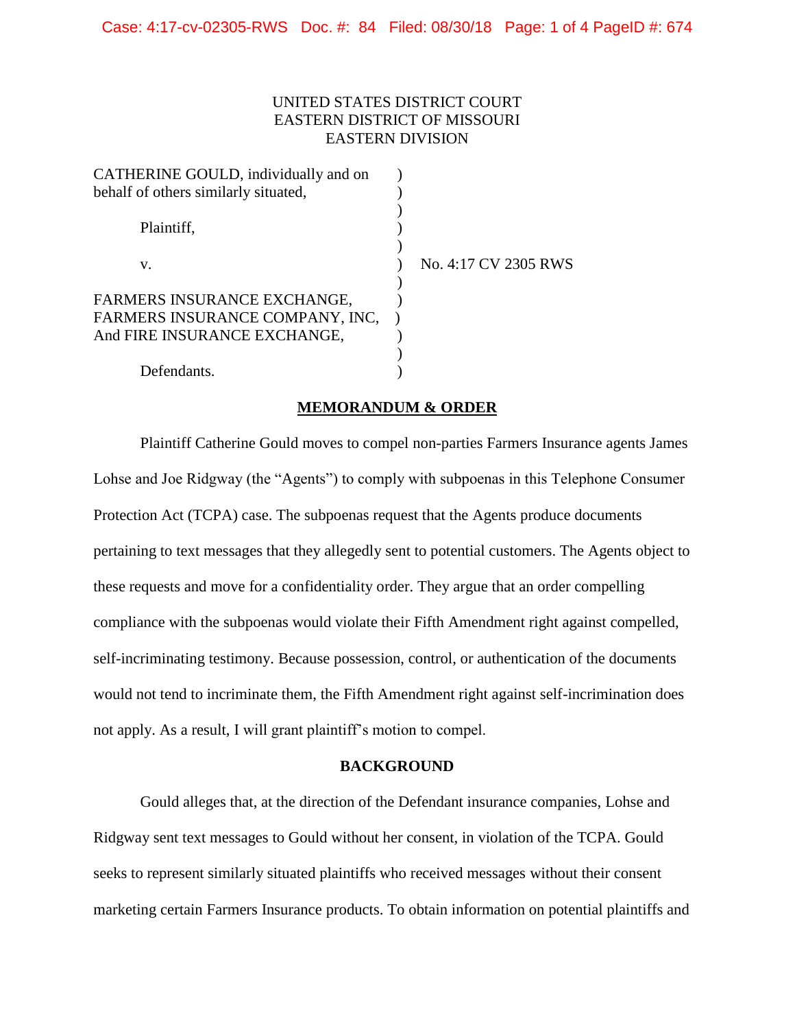UNITED STATES DISTRICT COURT
EASTERN DISTRICT OF MISSOURI
EASTERN DIVISION

| | | |
|---|---|---|
| CATHERINE GOULD, individually and on behalf of others similarly situated, | ) | |
| Plaintiff, | ) | |
| v. | ) | No. 4:17 CV 2305 RWS |
| FARMERS INSURANCE EXCHANGE, FARMERS INSURANCE COMPANY, INC, And FIRE INSURANCE EXCHANGE, | ) | |
| Defendants. | ) | |

## MEMORANDUM & ORDER

Plaintiff Catherine Gould moves to compel non-parties Farmers Insurance agents James Lohse and Joe Ridgway (the "Agents") to comply with subpoenas in this Telephone Consumer Protection Act (TCPA) case. The subpoenas request that the Agents produce documents pertaining to text messages that they allegedly sent to potential customers. The Agents object to these requests and move for a confidentiality order. They argue that an order compelling compliance with the subpoenas would violate their Fifth Amendment right against compelled, self-incriminating testimony. Because possession, control, or authentication of the documents would not tend to incriminate them, the Fifth Amendment right against self-incrimination does not apply. As a result, I will grant plaintiff's motion to compel.

## BACKGROUND

Gould alleges that, at the direction of the Defendant insurance companies, Lohse and Ridgway sent text messages to Gould without her consent, in violation of the TCPA. Gould seeks to represent similarly situated plaintiffs who received messages without their consent marketing certain Farmers Insurance products. To obtain information on potential plaintiffs and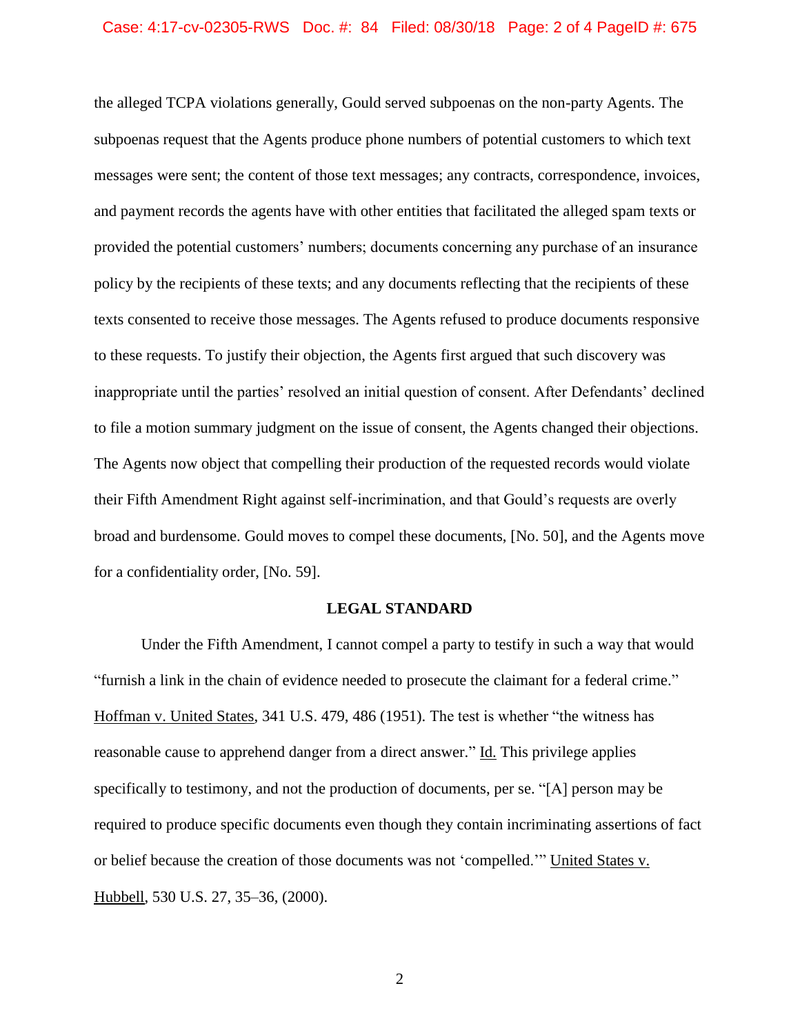the alleged TCPA violations generally, Gould served subpoenas on the non-party Agents. The subpoenas request that the Agents produce phone numbers of potential customers to which text messages were sent; the content of those text messages; any contracts, correspondence, invoices, and payment records the agents have with other entities that facilitated the alleged spam texts or provided the potential customers' numbers; documents concerning any purchase of an insurance policy by the recipients of these texts; and any documents reflecting that the recipients of these texts consented to receive those messages. The Agents refused to produce documents responsive to these requests. To justify their objection, the Agents first argued that such discovery was inappropriate until the parties' resolved an initial question of consent. After Defendants' declined to file a motion summary judgment on the issue of consent, the Agents changed their objections. The Agents now object that compelling their production of the requested records would violate their Fifth Amendment Right against self-incrimination, and that Gould's requests are overly broad and burdensome. Gould moves to compel these documents, [No. 50], and the Agents move for a confidentiality order, [No. 59].

## LEGAL STANDARD

Under the Fifth Amendment, I cannot compel a party to testify in such a way that would "furnish a link in the chain of evidence needed to prosecute the claimant for a federal crime." Hoffman v. United States, 341 U.S. 479, 486 (1951). The test is whether "the witness has reasonable cause to apprehend danger from a direct answer." Id. This privilege applies specifically to testimony, and not the production of documents, per se. "[A] person may be required to produce specific documents even though they contain incriminating assertions of fact or belief because the creation of those documents was not 'compelled.'" United States v. Hubbell, 530 U.S. 27, 35–36, (2000).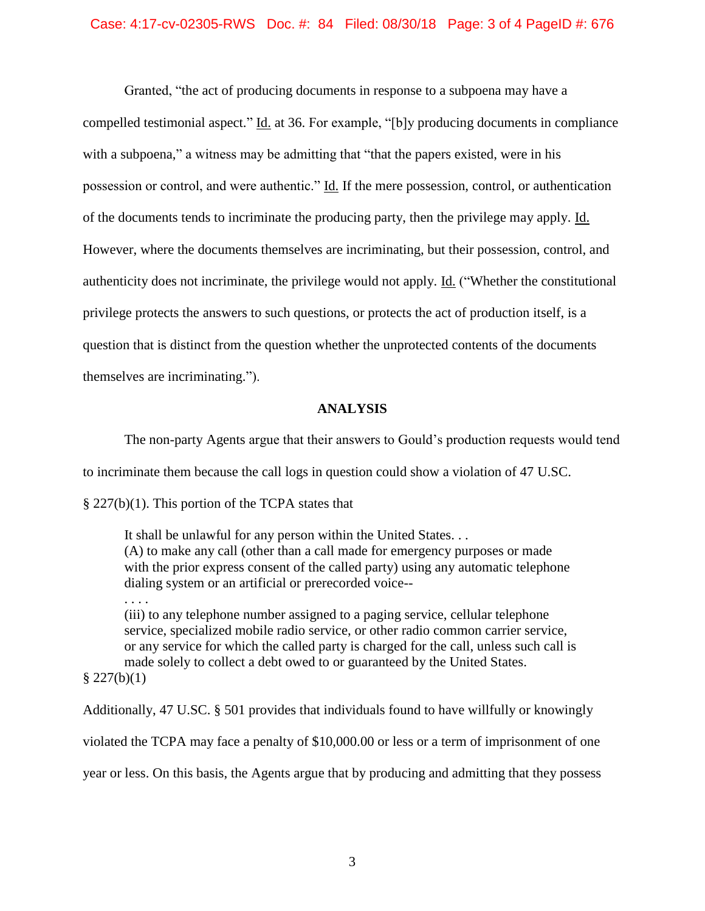Granted, "the act of producing documents in response to a subpoena may have a compelled testimonial aspect." Id. at 36. For example, "[b]y producing documents in compliance with a subpoena," a witness may be admitting that "that the papers existed, were in his possession or control, and were authentic." Id. If the mere possession, control, or authentication of the documents tends to incriminate the producing party, then the privilege may apply. Id. However, where the documents themselves are incriminating, but their possession, control, and authenticity does not incriminate, the privilege would not apply. Id. ("Whether the constitutional privilege protects the answers to such questions, or protects the act of production itself, is a question that is distinct from the question whether the unprotected contents of the documents themselves are incriminating.").

## ANALYSIS

The non-party Agents argue that their answers to Gould's production requests would tend to incriminate them because the call logs in question could show a violation of 47 U.SC. § 227(b)(1). This portion of the TCPA states that

> It shall be unlawful for any person within the United States. . .
> (A) to make any call (other than a call made for emergency purposes or made with the prior express consent of the called party) using any automatic telephone dialing system or an artificial or prerecorded voice--
> . . . .
> (iii) to any telephone number assigned to a paging service, cellular telephone service, specialized mobile radio service, or other radio common carrier service, or any service for which the called party is charged for the call, unless such call is made solely to collect a debt owed to or guaranteed by the United States.

§ 227(b)(1)

Additionally, 47 U.SC. § 501 provides that individuals found to have willfully or knowingly violated the TCPA may face a penalty of $10,000.00 or less or a term of imprisonment of one year or less. On this basis, the Agents argue that by producing and admitting that they possess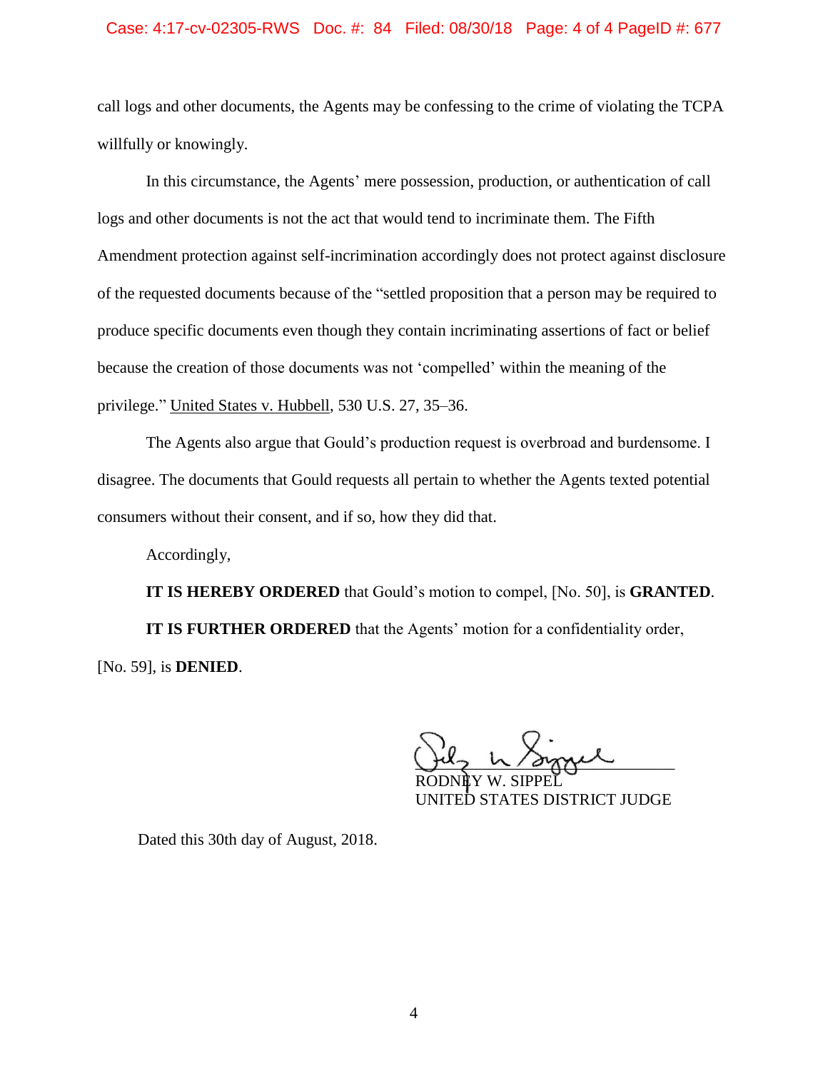call logs and other documents, the Agents may be confessing to the crime of violating the TCPA willfully or knowingly.

In this circumstance, the Agents' mere possession, production, or authentication of call logs and other documents is not the act that would tend to incriminate them. The Fifth Amendment protection against self-incrimination accordingly does not protect against disclosure of the requested documents because of the "settled proposition that a person may be required to produce specific documents even though they contain incriminating assertions of fact or belief because the creation of those documents was not 'compelled' within the meaning of the privilege." United States v. Hubbell, 530 U.S. 27, 35–36.

The Agents also argue that Gould's production request is overbroad and burdensome. I disagree. The documents that Gould requests all pertain to whether the Agents texted potential consumers without their consent, and if so, how they did that.

Accordingly,

**IT IS HEREBY ORDERED** that Gould's motion to compel, [No. 50], is **GRANTED**.

**IT IS FURTHER ORDERED** that the Agents' motion for a confidentiality order, [No. 59], is **DENIED**.

RODNEY W. SIPPEL
UNITED STATES DISTRICT JUDGE

Dated this 30th day of August, 2018.